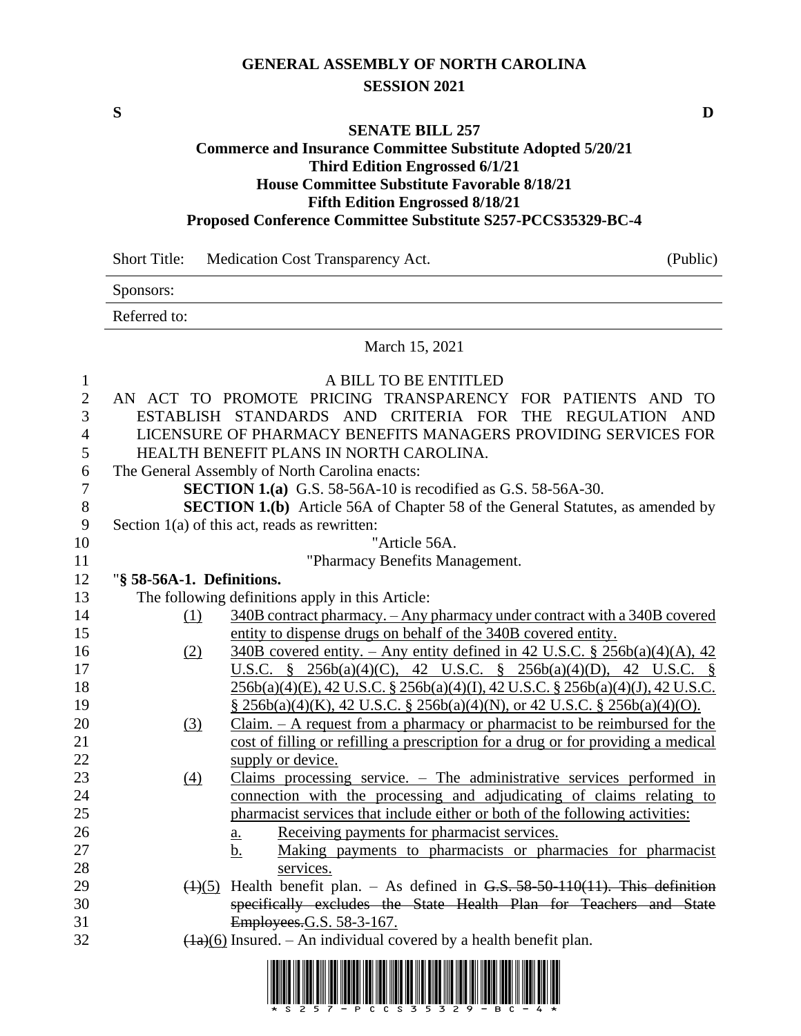**GENERAL ASSEMBLY OF NORTH CAROLINA**
**SESSION 2021**

**S** **D**

**SENATE BILL 257**
**Commerce and Insurance Committee Substitute Adopted 5/20/21**
**Third Edition Engrossed 6/1/21**
**House Committee Substitute Favorable 8/18/21**
**Fifth Edition Engrossed 8/18/21**
**Proposed Conference Committee Substitute S257-PCCS35329-BC-4**

Short Title: Medication Cost Transparency Act. (Public)

Sponsors:

Referred to:

March 15, 2021

A BILL TO BE ENTITLED

AN ACT TO PROMOTE PRICING TRANSPARENCY FOR PATIENTS AND TO ESTABLISH STANDARDS AND CRITERIA FOR THE REGULATION AND LICENSURE OF PHARMACY BENEFITS MANAGERS PROVIDING SERVICES FOR HEALTH BENEFIT PLANS IN NORTH CAROLINA.

The General Assembly of North Carolina enacts:

**SECTION 1.(a)** G.S. 58-56A-10 is recodified as G.S. 58-56A-30.

**SECTION 1.(b)** Article 56A of Chapter 58 of the General Statutes, as amended by Section 1(a) of this act, reads as rewritten:

"Article 56A.

"Pharmacy Benefits Management.

"**§ 58-56A-1. Definitions.**

The following definitions apply in this Article:

(1) 340B contract pharmacy. – Any pharmacy under contract with a 340B covered entity to dispense drugs on behalf of the 340B covered entity.

(2) 340B covered entity. – Any entity defined in 42 U.S.C. § 256b(a)(4)(A), 42 U.S.C. § 256b(a)(4)(C), 42 U.S.C. § 256b(a)(4)(D), 42 U.S.C. § 256b(a)(4)(E), 42 U.S.C. § 256b(a)(4)(I), 42 U.S.C. § 256b(a)(4)(J), 42 U.S.C. § 256b(a)(4)(K), 42 U.S.C. § 256b(a)(4)(N), or 42 U.S.C. § 256b(a)(4)(O).

(3) Claim. – A request from a pharmacy or pharmacist to be reimbursed for the cost of filling or refilling a prescription for a drug or for providing a medical supply or device.

(4) Claims processing service. – The administrative services performed in connection with the processing and adjudicating of claims relating to pharmacist services that include either or both of the following activities:

a. Receiving payments for pharmacist services.

b. Making payments to pharmacists or pharmacies for pharmacist services.

~~(1)~~(5) Health benefit plan. – As defined in ~~G.S. 58-50-110(11). This definition specifically excludes the State Health Plan for Teachers and State Employees.~~G.S. 58-3-167.

~~(1a)~~(6) Insured. – An individual covered by a health benefit plan.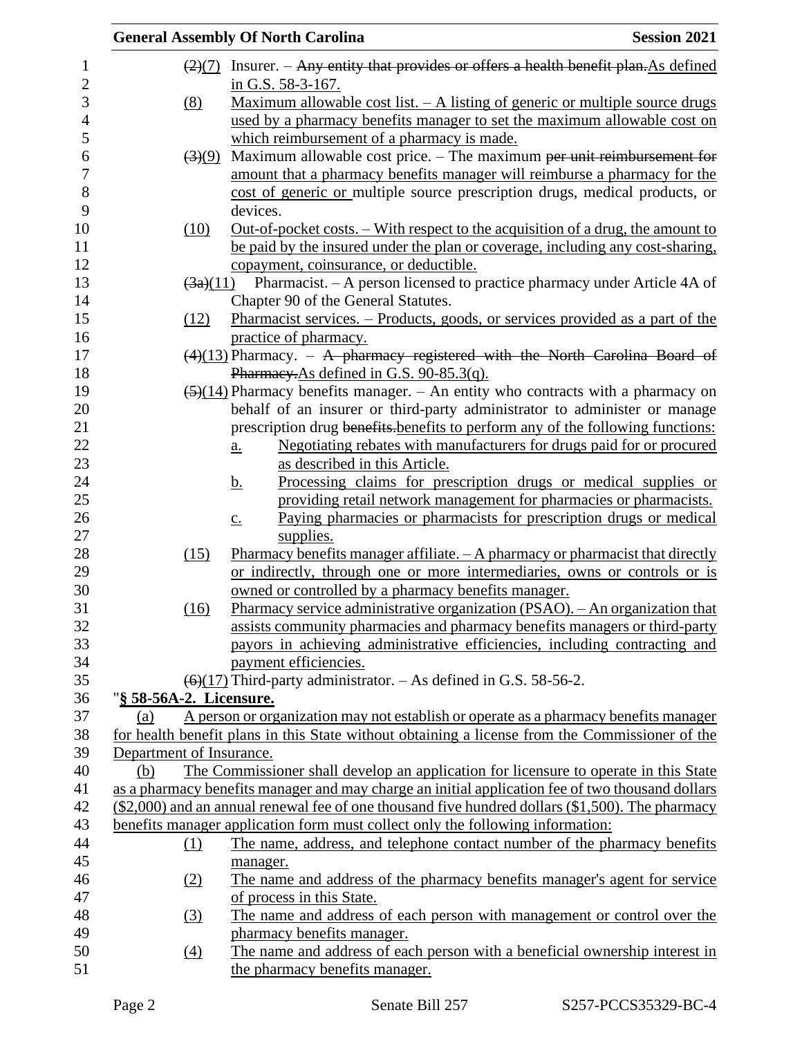(2)(7) Insurer. – Any entity that provides or offers a health benefit plan.As defined in G.S. 58-3-167.

(8) Maximum allowable cost list. – A listing of generic or multiple source drugs used by a pharmacy benefits manager to set the maximum allowable cost on which reimbursement of a pharmacy is made.

(3)(9) Maximum allowable cost price. – The maximum per unit reimbursement for amount that a pharmacy benefits manager will reimburse a pharmacy for the cost of generic or multiple source prescription drugs, medical products, or devices.

(10) Out-of-pocket costs. – With respect to the acquisition of a drug, the amount to be paid by the insured under the plan or coverage, including any cost-sharing, copayment, coinsurance, or deductible.

(3a)(11) Pharmacist. – A person licensed to practice pharmacy under Article 4A of Chapter 90 of the General Statutes.

(12) Pharmacist services. – Products, goods, or services provided as a part of the practice of pharmacy.

(4)(13) Pharmacy. – A pharmacy registered with the North Carolina Board of Pharmacy.As defined in G.S. 90-85.3(q).

(5)(14) Pharmacy benefits manager. – An entity who contracts with a pharmacy on behalf of an insurer or third-party administrator to administer or manage prescription drug benefits.benefits to perform any of the following functions:

a. Negotiating rebates with manufacturers for drugs paid for or procured as described in this Article.
b. Processing claims for prescription drugs or medical supplies or providing retail network management for pharmacies or pharmacists.
c. Paying pharmacies or pharmacists for prescription drugs or medical supplies.

(15) Pharmacy benefits manager affiliate. – A pharmacy or pharmacist that directly or indirectly, through one or more intermediaries, owns or controls or is owned or controlled by a pharmacy benefits manager.

(16) Pharmacy service administrative organization (PSAO). – An organization that assists community pharmacies and pharmacy benefits managers or third-party payors in achieving administrative efficiencies, including contracting and payment efficiencies.

(6)(17) Third-party administrator. – As defined in G.S. 58-56-2.

"**§ 58-56A-2. Licensure.**

(a) A person or organization may not establish or operate as a pharmacy benefits manager for health benefit plans in this State without obtaining a license from the Commissioner of the Department of Insurance.

(b) The Commissioner shall develop an application for licensure to operate in this State as a pharmacy benefits manager and may charge an initial application fee of two thousand dollars ($2,000) and an annual renewal fee of one thousand five hundred dollars ($1,500). The pharmacy benefits manager application form must collect only the following information:

(1) The name, address, and telephone contact number of the pharmacy benefits manager.

(2) The name and address of the pharmacy benefits manager's agent for service of process in this State.

(3) The name and address of each person with management or control over the pharmacy benefits manager.

(4) The name and address of each person with a beneficial ownership interest in the pharmacy benefits manager.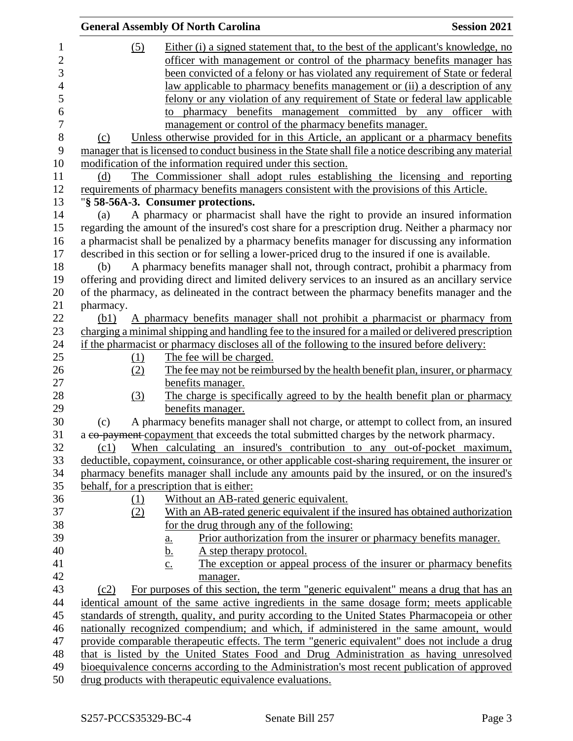(5) Either (i) a signed statement that, to the best of the applicant's knowledge, no officer with management or control of the pharmacy benefits manager has been convicted of a felony or has violated any requirement of State or federal law applicable to pharmacy benefits management or (ii) a description of any felony or any violation of any requirement of State or federal law applicable to pharmacy benefits management committed by any officer with management or control of the pharmacy benefits manager.

(c) Unless otherwise provided for in this Article, an applicant or a pharmacy benefits manager that is licensed to conduct business in the State shall file a notice describing any material modification of the information required under this section.

(d) The Commissioner shall adopt rules establishing the licensing and reporting requirements of pharmacy benefits managers consistent with the provisions of this Article.

"**§ 58-56A-3. Consumer protections.**

(a) A pharmacy or pharmacist shall have the right to provide an insured information regarding the amount of the insured's cost share for a prescription drug. Neither a pharmacy nor a pharmacist shall be penalized by a pharmacy benefits manager for discussing any information described in this section or for selling a lower-priced drug to the insured if one is available.

(b) A pharmacy benefits manager shall not, through contract, prohibit a pharmacy from offering and providing direct and limited delivery services to an insured as an ancillary service of the pharmacy, as delineated in the contract between the pharmacy benefits manager and the pharmacy.

(b1) A pharmacy benefits manager shall not prohibit a pharmacist or pharmacy from charging a minimal shipping and handling fee to the insured for a mailed or delivered prescription if the pharmacist or pharmacy discloses all of the following to the insured before delivery:

(1) The fee will be charged.

(2) The fee may not be reimbursed by the health benefit plan, insurer, or pharmacy benefits manager.

(3) The charge is specifically agreed to by the health benefit plan or pharmacy benefits manager.

(c) A pharmacy benefits manager shall not charge, or attempt to collect from, an insured a ~~co-payment~~ copayment that exceeds the total submitted charges by the network pharmacy.

(c1) When calculating an insured's contribution to any out-of-pocket maximum, deductible, copayment, coinsurance, or other applicable cost-sharing requirement, the insurer or pharmacy benefits manager shall include any amounts paid by the insured, or on the insured's behalf, for a prescription that is either:

(1) Without an AB-rated generic equivalent.

(2) With an AB-rated generic equivalent if the insured has obtained authorization for the drug through any of the following:

a. Prior authorization from the insurer or pharmacy benefits manager.

b. A step therapy protocol.

c. The exception or appeal process of the insurer or pharmacy benefits manager.

(c2) For purposes of this section, the term "generic equivalent" means a drug that has an identical amount of the same active ingredients in the same dosage form; meets applicable standards of strength, quality, and purity according to the United States Pharmacopeia or other nationally recognized compendium; and which, if administered in the same amount, would provide comparable therapeutic effects. The term "generic equivalent" does not include a drug that is listed by the United States Food and Drug Administration as having unresolved bioequivalence concerns according to the Administration's most recent publication of approved drug products with therapeutic equivalence evaluations.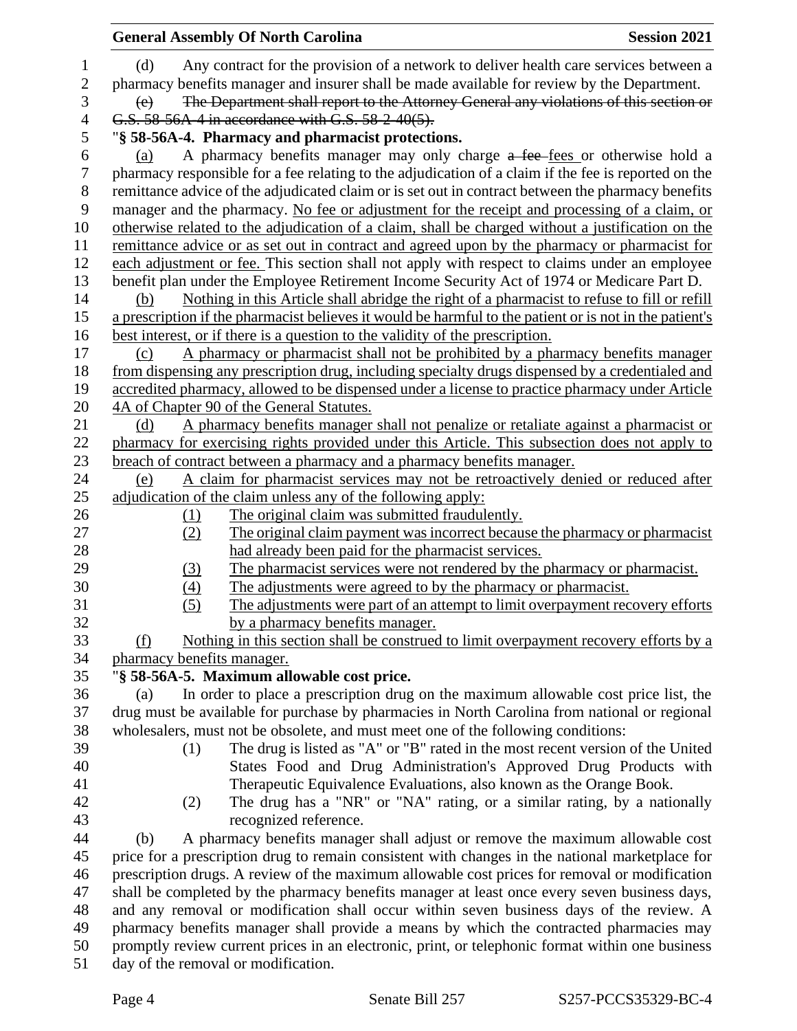(d) Any contract for the provision of a network to deliver health care services between a pharmacy benefits manager and insurer shall be made available for review by the Department.

~~(e) The Department shall report to the Attorney General any violations of this section or G.S. 58-56A-4 in accordance with G.S. 58-2-40(5).~~

"**§ 58-56A-4. Pharmacy and pharmacist protections.**

<u>(a)</u> A pharmacy benefits manager may only charge ~~a fee~~ <u>fees</u> or otherwise hold a pharmacy responsible for a fee relating to the adjudication of a claim if the fee is reported on the remittance advice of the adjudicated claim or is set out in contract between the pharmacy benefits manager and the pharmacy. <u>No fee or adjustment for the receipt and processing of a claim, or otherwise related to the adjudication of a claim, shall be charged without a justification on the remittance advice or as set out in contract and agreed upon by the pharmacy or pharmacist for each adjustment or fee.</u> This section shall not apply with respect to claims under an employee benefit plan under the Employee Retirement Income Security Act of 1974 or Medicare Part D.

<u>(b) Nothing in this Article shall abridge the right of a pharmacist to refuse to fill or refill a prescription if the pharmacist believes it would be harmful to the patient or is not in the patient's best interest, or if there is a question to the validity of the prescription.</u>

<u>(c) A pharmacy or pharmacist shall not be prohibited by a pharmacy benefits manager from dispensing any prescription drug, including specialty drugs dispensed by a credentialed and accredited pharmacy, allowed to be dispensed under a license to practice pharmacy under Article 4A of Chapter 90 of the General Statutes.</u>

<u>(d) A pharmacy benefits manager shall not penalize or retaliate against a pharmacist or pharmacy for exercising rights provided under this Article. This subsection does not apply to breach of contract between a pharmacy and a pharmacy benefits manager.</u>

<u>(e) A claim for pharmacist services may not be retroactively denied or reduced after adjudication of the claim unless any of the following apply:</u>

<u>(1) The original claim was submitted fraudulently.</u>

<u>(2) The original claim payment was incorrect because the pharmacy or pharmacist had already been paid for the pharmacist services.</u>

<u>(3) The pharmacist services were not rendered by the pharmacy or pharmacist.</u>

<u>(4) The adjustments were agreed to by the pharmacy or pharmacist.</u>

<u>(5) The adjustments were part of an attempt to limit overpayment recovery efforts by a pharmacy benefits manager.</u>

<u>(f) Nothing in this section shall be construed to limit overpayment recovery efforts by a pharmacy benefits manager.</u>

"**§ 58-56A-5. Maximum allowable cost price.**

(a) In order to place a prescription drug on the maximum allowable cost price list, the drug must be available for purchase by pharmacies in North Carolina from national or regional wholesalers, must not be obsolete, and must meet one of the following conditions:

(1) The drug is listed as "A" or "B" rated in the most recent version of the United States Food and Drug Administration's Approved Drug Products with Therapeutic Equivalence Evaluations, also known as the Orange Book.

(2) The drug has a "NR" or "NA" rating, or a similar rating, by a nationally recognized reference.

(b) A pharmacy benefits manager shall adjust or remove the maximum allowable cost price for a prescription drug to remain consistent with changes in the national marketplace for prescription drugs. A review of the maximum allowable cost prices for removal or modification shall be completed by the pharmacy benefits manager at least once every seven business days, and any removal or modification shall occur within seven business days of the review. A pharmacy benefits manager shall provide a means by which the contracted pharmacies may promptly review current prices in an electronic, print, or telephonic format within one business day of the removal or modification.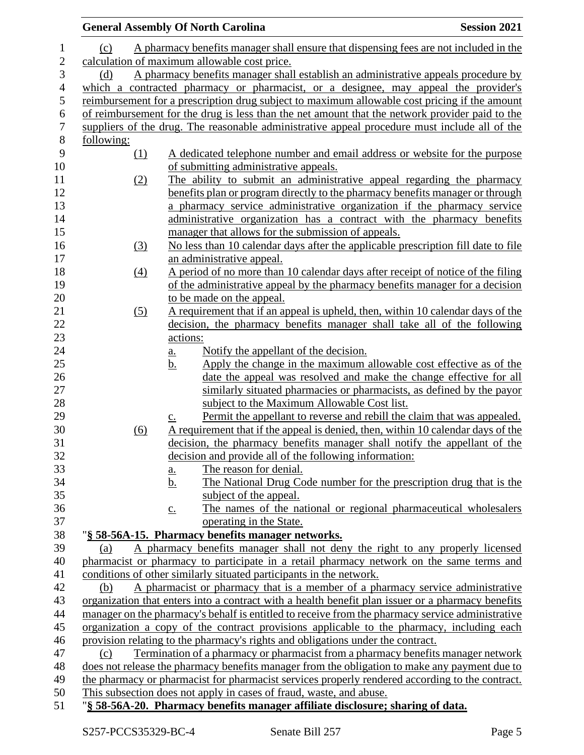(c) A pharmacy benefits manager shall ensure that dispensing fees are not included in the calculation of maximum allowable cost price.

(d) A pharmacy benefits manager shall establish an administrative appeals procedure by which a contracted pharmacy or pharmacist, or a designee, may appeal the provider's reimbursement for a prescription drug subject to maximum allowable cost pricing if the amount of reimbursement for the drug is less than the net amount that the network provider paid to the suppliers of the drug. The reasonable administrative appeal procedure must include all of the following:

(1) A dedicated telephone number and email address or website for the purpose of submitting administrative appeals.

(2) The ability to submit an administrative appeal regarding the pharmacy benefits plan or program directly to the pharmacy benefits manager or through a pharmacy service administrative organization if the pharmacy service administrative organization has a contract with the pharmacy benefits manager that allows for the submission of appeals.

(3) No less than 10 calendar days after the applicable prescription fill date to file an administrative appeal.

(4) A period of no more than 10 calendar days after receipt of notice of the filing of the administrative appeal by the pharmacy benefits manager for a decision to be made on the appeal.

(5) A requirement that if an appeal is upheld, then, within 10 calendar days of the decision, the pharmacy benefits manager shall take all of the following actions:

a. Notify the appellant of the decision.

b. Apply the change in the maximum allowable cost effective as of the date the appeal was resolved and make the change effective for all similarly situated pharmacies or pharmacists, as defined by the payor subject to the Maximum Allowable Cost list.

c. Permit the appellant to reverse and rebill the claim that was appealed.

(6) A requirement that if the appeal is denied, then, within 10 calendar days of the decision, the pharmacy benefits manager shall notify the appellant of the decision and provide all of the following information:

a. The reason for denial.

b. The National Drug Code number for the prescription drug that is the subject of the appeal.

c. The names of the national or regional pharmaceutical wholesalers operating in the State.

"**§ 58-56A-15. Pharmacy benefits manager networks.**

(a) A pharmacy benefits manager shall not deny the right to any properly licensed pharmacist or pharmacy to participate in a retail pharmacy network on the same terms and conditions of other similarly situated participants in the network.

(b) A pharmacist or pharmacy that is a member of a pharmacy service administrative organization that enters into a contract with a health benefit plan issuer or a pharmacy benefits manager on the pharmacy's behalf is entitled to receive from the pharmacy service administrative organization a copy of the contract provisions applicable to the pharmacy, including each provision relating to the pharmacy's rights and obligations under the contract.

(c) Termination of a pharmacy or pharmacist from a pharmacy benefits manager network does not release the pharmacy benefits manager from the obligation to make any payment due to the pharmacy or pharmacist for pharmacist services properly rendered according to the contract. This subsection does not apply in cases of fraud, waste, and abuse.

"**§ 58-56A-20. Pharmacy benefits manager affiliate disclosure; sharing of data.**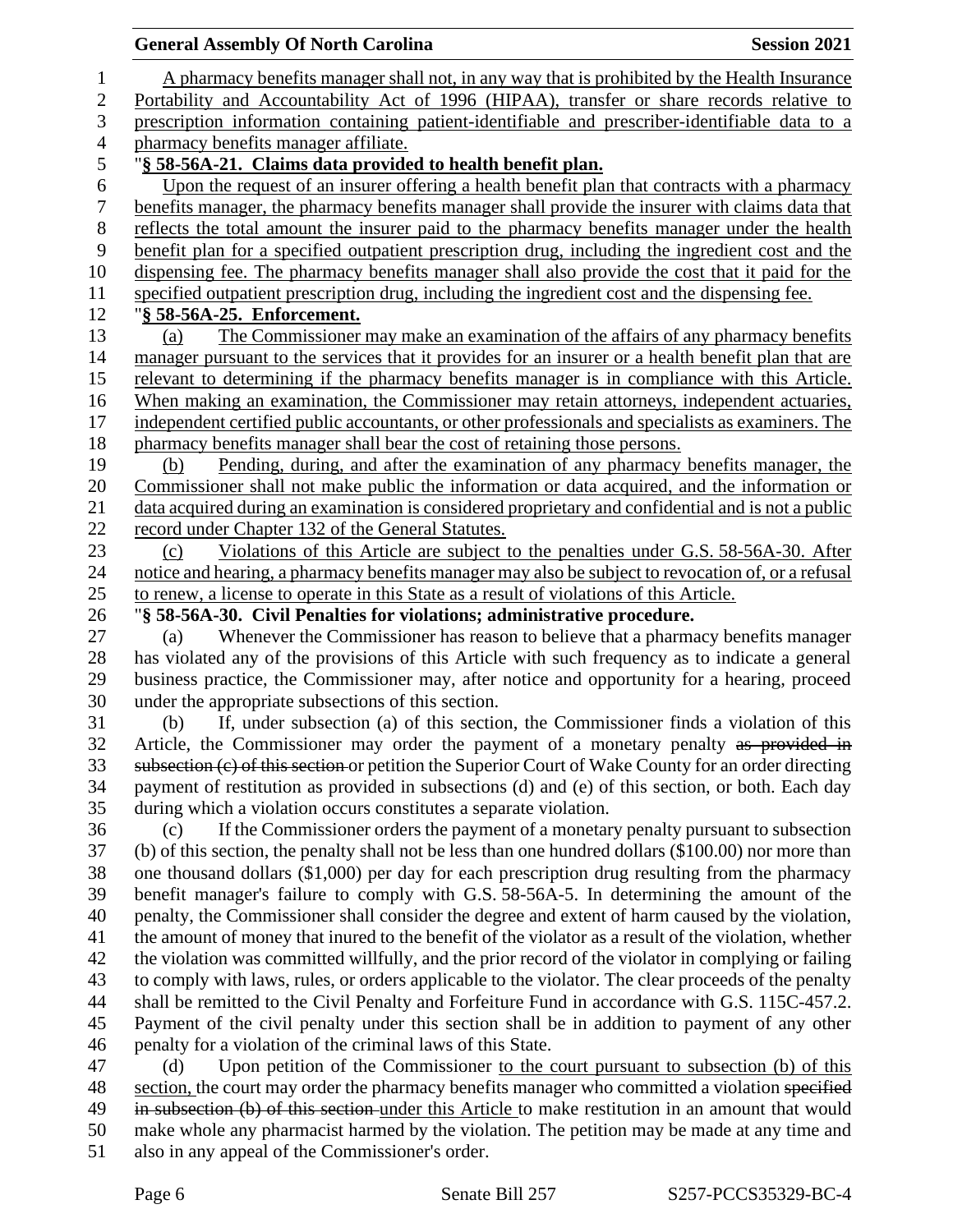A pharmacy benefits manager shall not, in any way that is prohibited by the Health Insurance Portability and Accountability Act of 1996 (HIPAA), transfer or share records relative to prescription information containing patient-identifiable and prescriber-identifiable data to a pharmacy benefits manager affiliate.

"**§ 58-56A-21. Claims data provided to health benefit plan.**

Upon the request of an insurer offering a health benefit plan that contracts with a pharmacy benefits manager, the pharmacy benefits manager shall provide the insurer with claims data that reflects the total amount the insurer paid to the pharmacy benefits manager under the health benefit plan for a specified outpatient prescription drug, including the ingredient cost and the dispensing fee. The pharmacy benefits manager shall also provide the cost that it paid for the specified outpatient prescription drug, including the ingredient cost and the dispensing fee.

"**§ 58-56A-25. Enforcement.**

(a) The Commissioner may make an examination of the affairs of any pharmacy benefits manager pursuant to the services that it provides for an insurer or a health benefit plan that are relevant to determining if the pharmacy benefits manager is in compliance with this Article. When making an examination, the Commissioner may retain attorneys, independent actuaries, independent certified public accountants, or other professionals and specialists as examiners. The pharmacy benefits manager shall bear the cost of retaining those persons.

(b) Pending, during, and after the examination of any pharmacy benefits manager, the Commissioner shall not make public the information or data acquired, and the information or data acquired during an examination is considered proprietary and confidential and is not a public record under Chapter 132 of the General Statutes.

(c) Violations of this Article are subject to the penalties under G.S. 58-56A-30. After notice and hearing, a pharmacy benefits manager may also be subject to revocation of, or a refusal to renew, a license to operate in this State as a result of violations of this Article.

"**§ 58-56A-30. Civil Penalties for violations; administrative procedure.**

(a) Whenever the Commissioner has reason to believe that a pharmacy benefits manager has violated any of the provisions of this Article with such frequency as to indicate a general business practice, the Commissioner may, after notice and opportunity for a hearing, proceed under the appropriate subsections of this section.

(b) If, under subsection (a) of this section, the Commissioner finds a violation of this Article, the Commissioner may order the payment of a monetary penalty ~~as provided in subsection (c) of this section~~ or petition the Superior Court of Wake County for an order directing payment of restitution as provided in subsections (d) and (e) of this section, or both. Each day during which a violation occurs constitutes a separate violation.

(c) If the Commissioner orders the payment of a monetary penalty pursuant to subsection (b) of this section, the penalty shall not be less than one hundred dollars ($100.00) nor more than one thousand dollars ($1,000) per day for each prescription drug resulting from the pharmacy benefit manager's failure to comply with G.S. 58-56A-5. In determining the amount of the penalty, the Commissioner shall consider the degree and extent of harm caused by the violation, the amount of money that inured to the benefit of the violator as a result of the violation, whether the violation was committed willfully, and the prior record of the violator in complying or failing to comply with laws, rules, or orders applicable to the violator. The clear proceeds of the penalty shall be remitted to the Civil Penalty and Forfeiture Fund in accordance with G.S. 115C-457.2. Payment of the civil penalty under this section shall be in addition to payment of any other penalty for a violation of the criminal laws of this State.

(d) Upon petition of the Commissioner to the court pursuant to subsection (b) of this section, the court may order the pharmacy benefits manager who committed a violation ~~specified in subsection (b) of this section~~ under this Article to make restitution in an amount that would make whole any pharmacist harmed by the violation. The petition may be made at any time and also in any appeal of the Commissioner's order.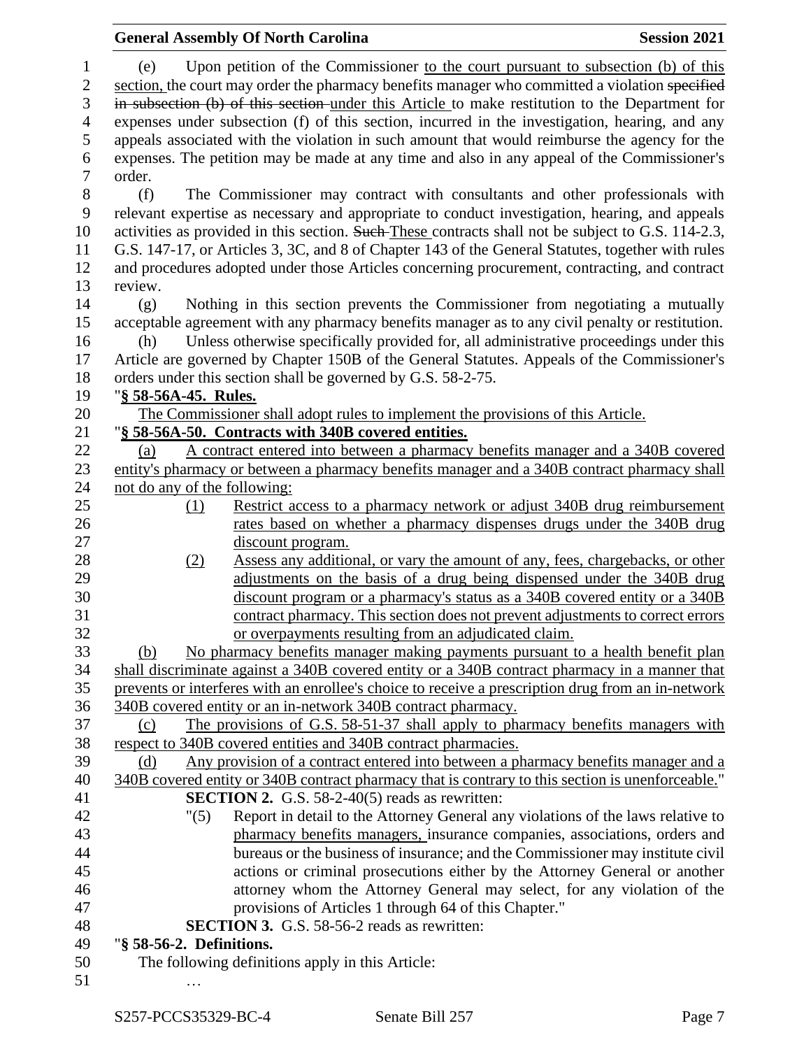(e) Upon petition of the Commissioner to the court pursuant to subsection (b) of this section, the court may order the pharmacy benefits manager who committed a violation ~~specified in subsection (b) of this section~~ under this Article to make restitution to the Department for expenses under subsection (f) of this section, incurred in the investigation, hearing, and any appeals associated with the violation in such amount that would reimburse the agency for the expenses. The petition may be made at any time and also in any appeal of the Commissioner's order.

(f) The Commissioner may contract with consultants and other professionals with relevant expertise as necessary and appropriate to conduct investigation, hearing, and appeals activities as provided in this section. ~~Such~~ These contracts shall not be subject to G.S. 114-2.3, G.S. 147-17, or Articles 3, 3C, and 8 of Chapter 143 of the General Statutes, together with rules and procedures adopted under those Articles concerning procurement, contracting, and contract review.

(g) Nothing in this section prevents the Commissioner from negotiating a mutually acceptable agreement with any pharmacy benefits manager as to any civil penalty or restitution.

(h) Unless otherwise specifically provided for, all administrative proceedings under this Article are governed by Chapter 150B of the General Statutes. Appeals of the Commissioner's orders under this section shall be governed by G.S. 58-2-75.

"**§ 58-56A-45. Rules.**

The Commissioner shall adopt rules to implement the provisions of this Article.

"**§ 58-56A-50. Contracts with 340B covered entities.**

(a) A contract entered into between a pharmacy benefits manager and a 340B covered entity's pharmacy or between a pharmacy benefits manager and a 340B contract pharmacy shall not do any of the following:

(1) Restrict access to a pharmacy network or adjust 340B drug reimbursement rates based on whether a pharmacy dispenses drugs under the 340B drug discount program.

(2) Assess any additional, or vary the amount of any, fees, chargebacks, or other adjustments on the basis of a drug being dispensed under the 340B drug discount program or a pharmacy's status as a 340B covered entity or a 340B contract pharmacy. This section does not prevent adjustments to correct errors or overpayments resulting from an adjudicated claim.

(b) No pharmacy benefits manager making payments pursuant to a health benefit plan shall discriminate against a 340B covered entity or a 340B contract pharmacy in a manner that prevents or interferes with an enrollee's choice to receive a prescription drug from an in-network 340B covered entity or an in-network 340B contract pharmacy.

(c) The provisions of G.S. 58-51-37 shall apply to pharmacy benefits managers with respect to 340B covered entities and 340B contract pharmacies.

(d) Any provision of a contract entered into between a pharmacy benefits manager and a 340B covered entity or 340B contract pharmacy that is contrary to this section is unenforceable."

**SECTION 2.** G.S. 58-2-40(5) reads as rewritten:

"(5) Report in detail to the Attorney General any violations of the laws relative to pharmacy benefits managers, insurance companies, associations, orders and bureaus or the business of insurance; and the Commissioner may institute civil actions or criminal prosecutions either by the Attorney General or another attorney whom the Attorney General may select, for any violation of the provisions of Articles 1 through 64 of this Chapter."

**SECTION 3.** G.S. 58-56-2 reads as rewritten:

"**§ 58-56-2. Definitions.**

The following definitions apply in this Article:

…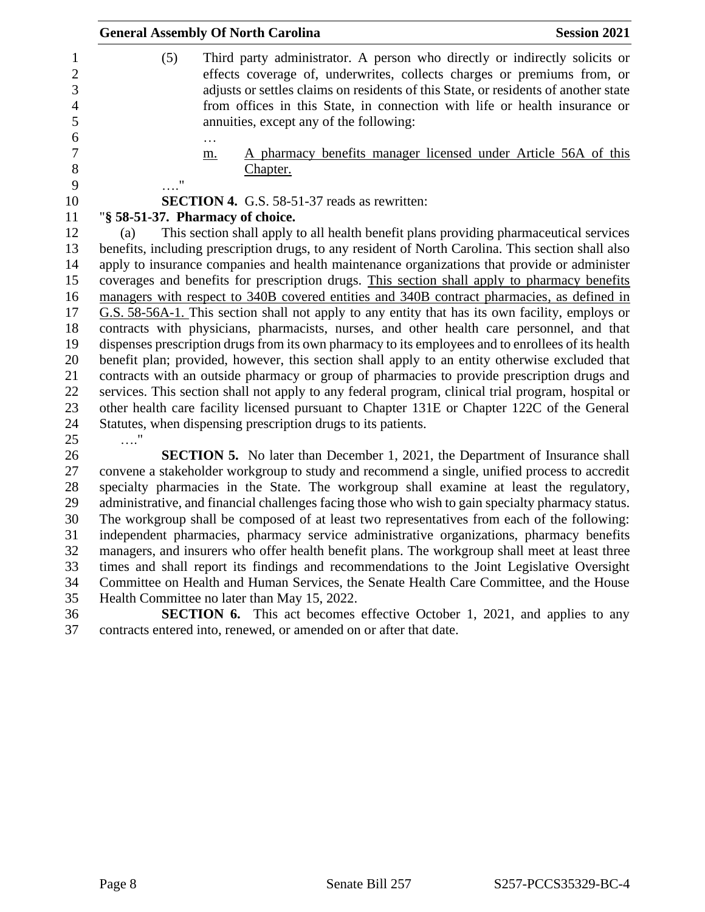(5) Third party administrator. A person who directly or indirectly solicits or effects coverage of, underwrites, collects charges or premiums from, or adjusts or settles claims on residents of this State, or residents of another state from offices in this State, in connection with life or health insurance or annuities, except any of the following:

…

m. A pharmacy benefits manager licensed under Article 56A of this Chapter.

…."

**SECTION 4.** G.S. 58-51-37 reads as rewritten:

"**§ 58-51-37. Pharmacy of choice.**

(a) This section shall apply to all health benefit plans providing pharmaceutical services benefits, including prescription drugs, to any resident of North Carolina. This section shall also apply to insurance companies and health maintenance organizations that provide or administer coverages and benefits for prescription drugs. This section shall apply to pharmacy benefits managers with respect to 340B covered entities and 340B contract pharmacies, as defined in G.S. 58-56A-1. This section shall not apply to any entity that has its own facility, employs or contracts with physicians, pharmacists, nurses, and other health care personnel, and that dispenses prescription drugs from its own pharmacy to its employees and to enrollees of its health benefit plan; provided, however, this section shall apply to an entity otherwise excluded that contracts with an outside pharmacy or group of pharmacies to provide prescription drugs and services. This section shall not apply to any federal program, clinical trial program, hospital or other health care facility licensed pursuant to Chapter 131E or Chapter 122C of the General Statutes, when dispensing prescription drugs to its patients.

…."

**SECTION 5.** No later than December 1, 2021, the Department of Insurance shall convene a stakeholder workgroup to study and recommend a single, unified process to accredit specialty pharmacies in the State. The workgroup shall examine at least the regulatory, administrative, and financial challenges facing those who wish to gain specialty pharmacy status. The workgroup shall be composed of at least two representatives from each of the following: independent pharmacies, pharmacy service administrative organizations, pharmacy benefits managers, and insurers who offer health benefit plans. The workgroup shall meet at least three times and shall report its findings and recommendations to the Joint Legislative Oversight Committee on Health and Human Services, the Senate Health Care Committee, and the House Health Committee no later than May 15, 2022.

**SECTION 6.** This act becomes effective October 1, 2021, and applies to any contracts entered into, renewed, or amended on or after that date.